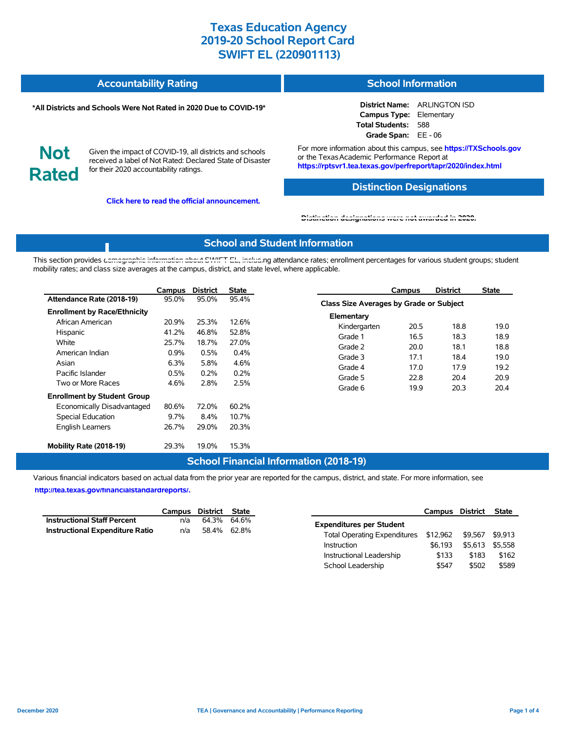# Texas Education Agency
# 2019-20 School Report Card
# SWIFT EL (220901113)

## Accountability Rating

**\*All Districts and Schools Were Not Rated in 2020 Due to COVID-19\***

**Not Rated**

Given the impact of COVID-19, all districts and schools received a label of Not Rated: Declared State of Disaster for their 2020 accountability ratings.

**Click here to read the official announcement.**

## School Information

**District Name:** ARLINGTON ISD
**Campus Type:** Elementary
**Total Students:** 588
**Grade Span:** EE - 06

For more information about this campus, see **https://TXSchools.gov** or the Texas Academic Performance Report at **https://rptsvr1.tea.texas.gov/perfreport/tapr/2020/index.html**

## Distinction Designations

Distinction designations were not awarded in 2020.

## School and Student Information

This section provides demographic information about SWIFT EL, including attendance rates; enrollment percentages for various student groups; student mobility rates; and class size averages at the campus, district, and state level, where applicable.

| | Campus | District | State |
|---|---|---|---|
| **Attendance Rate (2018-19)** | 95.0% | 95.0% | 95.4% |
| **Enrollment by Race/Ethnicity** | | | |
| African American | 20.9% | 25.3% | 12.6% |
| Hispanic | 41.2% | 46.8% | 52.8% |
| White | 25.7% | 18.7% | 27.0% |
| American Indian | 0.9% | 0.5% | 0.4% |
| Asian | 6.3% | 5.8% | 4.6% |
| Pacific Islander | 0.5% | 0.2% | 0.2% |
| Two or More Races | 4.6% | 2.8% | 2.5% |
| **Enrollment by Student Group** | | | |
| Economically Disadvantaged | 80.6% | 72.0% | 60.2% |
| Special Education | 9.7% | 8.4% | 10.7% |
| English Learners | 26.7% | 29.0% | 20.3% |
| **Mobility Rate (2018-19)** | 29.3% | 19.0% | 15.3% |

| | Campus | District | State |
|---|---|---|---|
| **Class Size Averages by Grade or Subject** | | | |
| **Elementary** | | | |
| Kindergarten | 20.5 | 18.8 | 19.0 |
| Grade 1 | 16.5 | 18.3 | 18.9 |
| Grade 2 | 20.0 | 18.1 | 18.8 |
| Grade 3 | 17.1 | 18.4 | 19.0 |
| Grade 4 | 17.0 | 17.9 | 19.2 |
| Grade 5 | 22.8 | 20.4 | 20.9 |
| Grade 6 | 19.9 | 20.3 | 20.4 |

## School Financial Information (2018-19)

Various financial indicators based on actual data from the prior year are reported for the campus, district, and state. For more information, see **http://tea.texas.gov/financialstandardreports/.**

| | Campus | District | State |
|---|---|---|---|
| **Instructional Staff Percent** | n/a | 64.3% | 64.6% |
| **Instructional Expenditure Ratio** | n/a | 58.4% | 62.8% |

| | Campus | District | State |
|---|---|---|---|
| **Expenditures per Student** | | | |
| Total Operating Expenditures | $12,962 | $9,567 | $9,913 |
| Instruction | $6,193 | $5,613 | $5,558 |
| Instructional Leadership | $133 | $183 | $162 |
| School Leadership | $547 | $502 | $589 |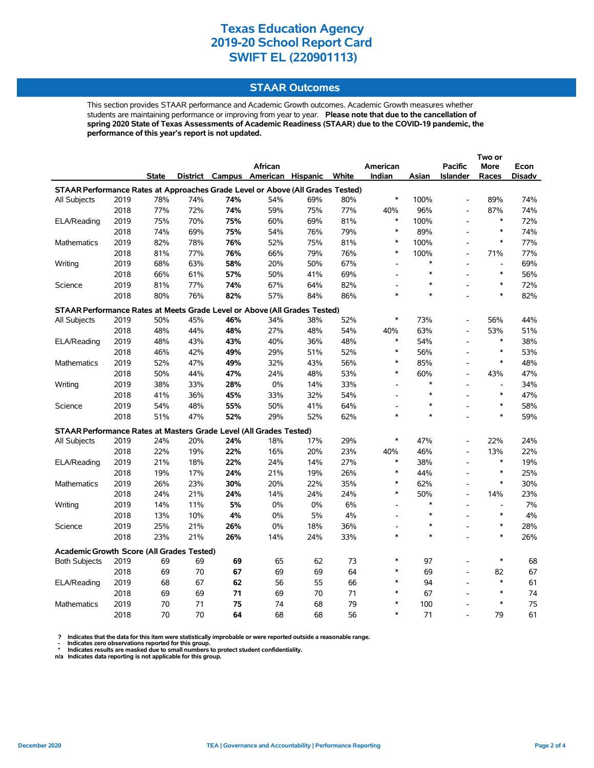# Texas Education Agency
# 2019-20 School Report Card
# SWIFT EL (220901113)

## STAAR Outcomes

This section provides STAAR performance and Academic Growth outcomes. Academic Growth measures whether students are maintaining performance or improving from year to year. **Please note that due to the cancellation of spring 2020 State of Texas Assessments of Academic Readiness (STAAR) due to the COVID-19 pandemic, the performance of this year's report is not updated.**

| | | State | District | Campus | African American | Hispanic | White | American Indian | Asian | Pacific Islander | Two or More Races | Econ Disadv |
|---|---|---|---|---|---|---|---|---|---|---|---|---|
| **STAAR Performance Rates at Approaches Grade Level or Above (All Grades Tested)** | | | | | | | | | | | | |
| All Subjects | 2019 | 78% | 74% | **74%** | 54% | 69% | 80% | * | 100% | - | 89% | 74% |
| | 2018 | 77% | 72% | **74%** | 59% | 75% | 77% | 40% | 96% | - | 87% | 74% |
| ELA/Reading | 2019 | 75% | 70% | **75%** | 60% | 69% | 81% | * | 100% | - | * | 72% |
| | 2018 | 74% | 69% | **75%** | 54% | 76% | 79% | * | 89% | - | * | 74% |
| Mathematics | 2019 | 82% | 78% | **76%** | 52% | 75% | 81% | * | 100% | - | * | 77% |
| | 2018 | 81% | 77% | **76%** | 66% | 79% | 76% | * | 100% | - | 71% | 77% |
| Writing | 2019 | 68% | 63% | **58%** | 20% | 50% | 67% | - | * | - | - | 69% |
| | 2018 | 66% | 61% | **57%** | 50% | 41% | 69% | - | * | - | * | 56% |
| Science | 2019 | 81% | 77% | **74%** | 67% | 64% | 82% | - | * | - | * | 72% |
| | 2018 | 80% | 76% | **82%** | 57% | 84% | 86% | * | * | - | * | 82% |
| **STAAR Performance Rates at Meets Grade Level or Above (All Grades Tested)** | | | | | | | | | | | | |
| All Subjects | 2019 | 50% | 45% | **46%** | 34% | 38% | 52% | * | 73% | - | 56% | 44% |
| | 2018 | 48% | 44% | **48%** | 27% | 48% | 54% | 40% | 63% | - | 53% | 51% |
| ELA/Reading | 2019 | 48% | 43% | **43%** | 40% | 36% | 48% | * | 54% | - | * | 38% |
| | 2018 | 46% | 42% | **49%** | 29% | 51% | 52% | * | 56% | - | * | 53% |
| Mathematics | 2019 | 52% | 47% | **49%** | 32% | 43% | 56% | * | 85% | - | * | 48% |
| | 2018 | 50% | 44% | **47%** | 24% | 48% | 53% | * | 60% | - | 43% | 47% |
| Writing | 2019 | 38% | 33% | **28%** | 0% | 14% | 33% | - | * | - | - | 34% |
| | 2018 | 41% | 36% | **45%** | 33% | 32% | 54% | - | * | - | * | 47% |
| Science | 2019 | 54% | 48% | **55%** | 50% | 41% | 64% | - | * | - | * | 58% |
| | 2018 | 51% | 47% | **52%** | 29% | 52% | 62% | * | * | - | * | 59% |
| **STAAR Performance Rates at Masters Grade Level (All Grades Tested)** | | | | | | | | | | | | |
| All Subjects | 2019 | 24% | 20% | **24%** | 18% | 17% | 29% | * | 47% | - | 22% | 24% |
| | 2018 | 22% | 19% | **22%** | 16% | 20% | 23% | 40% | 46% | - | 13% | 22% |
| ELA/Reading | 2019 | 21% | 18% | **22%** | 24% | 14% | 27% | * | 38% | - | * | 19% |
| | 2018 | 19% | 17% | **24%** | 21% | 19% | 26% | * | 44% | - | * | 25% |
| Mathematics | 2019 | 26% | 23% | **30%** | 20% | 22% | 35% | * | 62% | - | * | 30% |
| | 2018 | 24% | 21% | **24%** | 14% | 24% | 24% | * | 50% | - | 14% | 23% |
| Writing | 2019 | 14% | 11% | **5%** | 0% | 0% | 6% | - | * | - | - | 7% |
| | 2018 | 13% | 10% | **4%** | 0% | 5% | 4% | - | * | - | * | 4% |
| Science | 2019 | 25% | 21% | **26%** | 0% | 18% | 36% | - | * | - | * | 28% |
| | 2018 | 23% | 21% | **26%** | 14% | 24% | 33% | * | * | - | * | 26% |
| **Academic Growth Score (All Grades Tested)** | | | | | | | | | | | | |
| Both Subjects | 2019 | 69 | 69 | **69** | 65 | 62 | 73 | * | 97 | - | * | 68 |
| | 2018 | 69 | 70 | **67** | 69 | 69 | 64 | * | 69 | - | 82 | 67 |
| ELA/Reading | 2019 | 68 | 67 | **62** | 56 | 55 | 66 | * | 94 | - | * | 61 |
| | 2018 | 69 | 69 | **71** | 69 | 70 | 71 | * | 67 | - | * | 74 |
| Mathematics | 2019 | 70 | 71 | **75** | 74 | 68 | 79 | * | 100 | - | * | 75 |
| | 2018 | 70 | 70 | **64** | 68 | 68 | 56 | * | 71 | - | 79 | 61 |

? Indicates that the data for this item were statistically improbable or were reported outside a reasonable range.
- Indicates zero observations reported for this group.
* Indicates results are masked due to small numbers to protect student confidentiality.
n/a Indicates data reporting is not applicable for this group.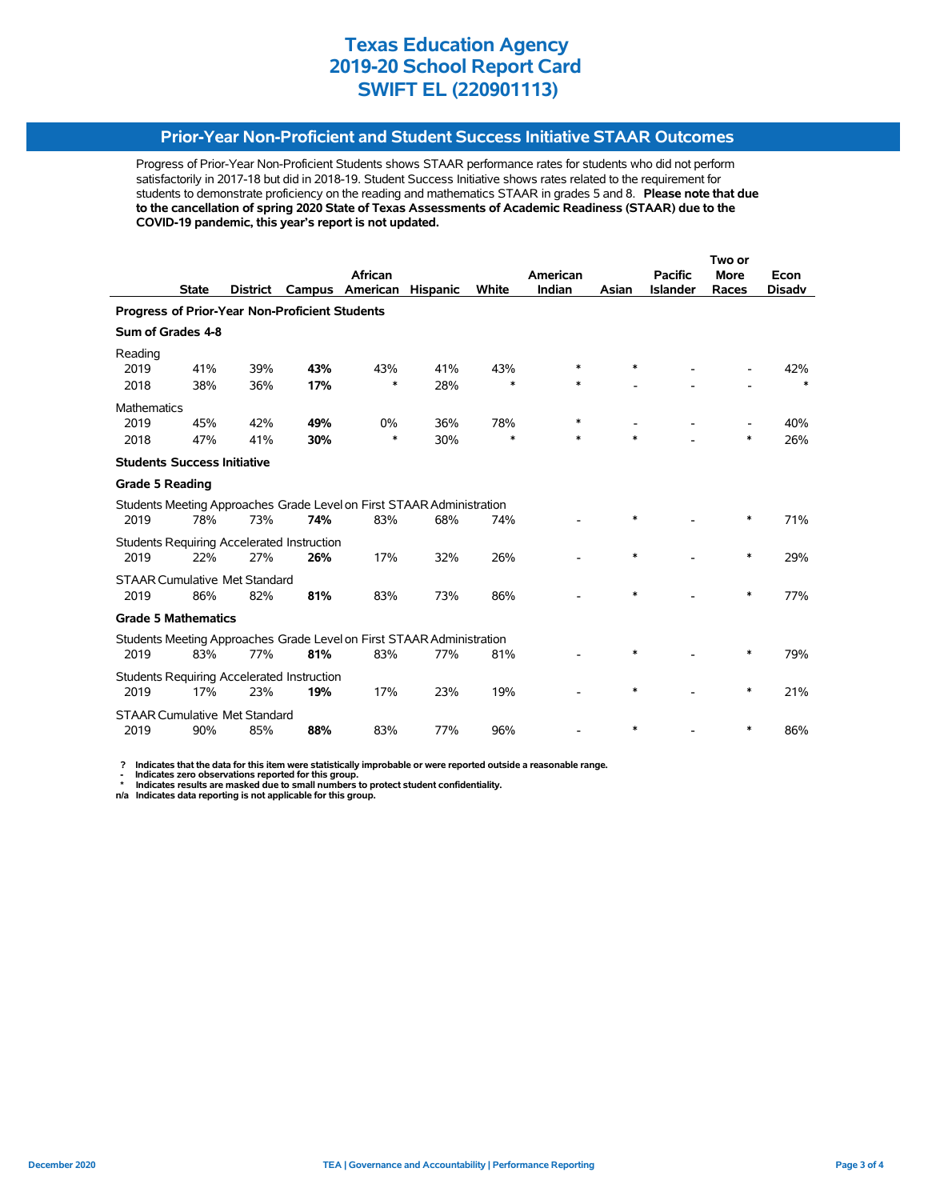# Texas Education Agency
# 2019-20 School Report Card
# SWIFT EL (220901113)

## Prior-Year Non-Proficient and Student Success Initiative STAAR Outcomes

Progress of Prior-Year Non-Proficient Students shows STAAR performance rates for students who did not perform satisfactorily in 2017-18 but did in 2018-19. Student Success Initiative shows rates related to the requirement for students to demonstrate proficiency on the reading and mathematics STAAR in grades 5 and 8. **Please note that due to the cancellation of spring 2020 State of Texas Assessments of Academic Readiness (STAAR) due to the COVID-19 pandemic, this year's report is not updated.**

| | State | District | Campus | African American | Hispanic | White | American Indian | Asian | Pacific Islander | Two or More Races | Econ Disadv |
|---|---|---|---|---|---|---|---|---|---|---|---|
| **Progress of Prior-Year Non-Proficient Students** | | | | | | | | | | | |
| **Sum of Grades 4-8** | | | | | | | | | | | |
| Reading | | | | | | | | | | | |
| 2019 | 41% | 39% | **43%** | 43% | 41% | 43% | * | * | - | - | 42% |
| 2018 | 38% | 36% | **17%** | * | 28% | * | * | - | - | - | * |
| Mathematics | | | | | | | | | | | |
| 2019 | 45% | 42% | **49%** | 0% | 36% | 78% | * | - | - | - | 40% |
| 2018 | 47% | 41% | **30%** | * | 30% | * | * | * | - | * | 26% |
| **Students Success Initiative** | | | | | | | | | | | |
| **Grade 5 Reading** | | | | | | | | | | | |
| Students Meeting Approaches Grade Level on First STAAR Administration | | | | | | | | | | | |
| 2019 | 78% | 73% | **74%** | 83% | 68% | 74% | - | * | - | * | 71% |
| Students Requiring Accelerated Instruction | | | | | | | | | | | |
| 2019 | 22% | 27% | **26%** | 17% | 32% | 26% | - | * | - | * | 29% |
| STAAR Cumulative Met Standard | | | | | | | | | | | |
| 2019 | 86% | 82% | **81%** | 83% | 73% | 86% | - | * | - | * | 77% |
| **Grade 5 Mathematics** | | | | | | | | | | | |
| Students Meeting Approaches Grade Level on First STAAR Administration | | | | | | | | | | | |
| 2019 | 83% | 77% | **81%** | 83% | 77% | 81% | - | * | - | * | 79% |
| Students Requiring Accelerated Instruction | | | | | | | | | | | |
| 2019 | 17% | 23% | **19%** | 17% | 23% | 19% | - | * | - | * | 21% |
| STAAR Cumulative Met Standard | | | | | | | | | | | |
| 2019 | 90% | 85% | **88%** | 83% | 77% | 96% | - | * | - | * | 86% |

**?** Indicates that the data for this item were statistically improbable or were reported outside a reasonable range.
**-** Indicates zero observations reported for this group.
**\*** Indicates results are masked due to small numbers to protect student confidentiality.
**n/a** Indicates data reporting is not applicable for this group.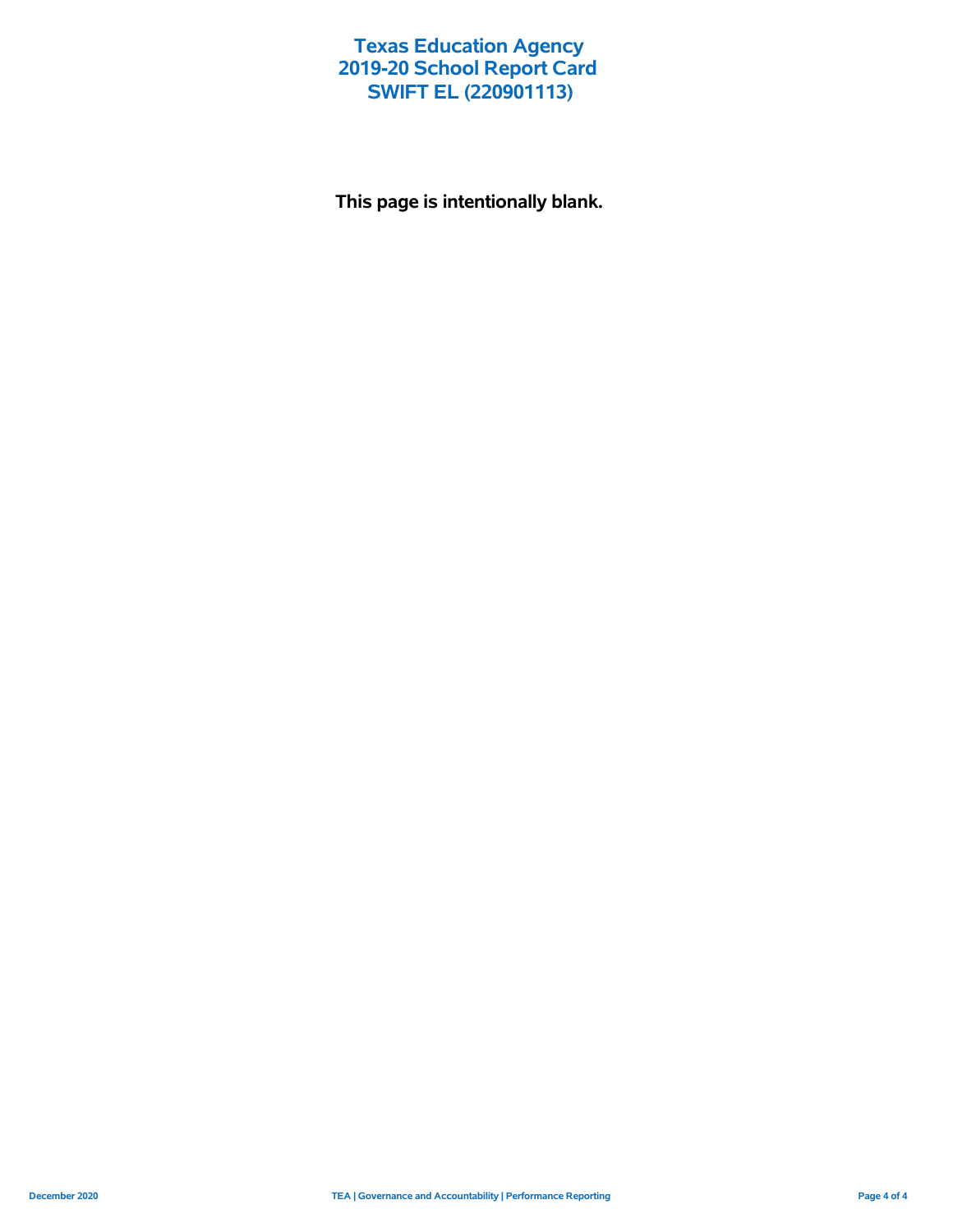# Texas Education Agency
# 2019-20 School Report Card
# SWIFT EL (220901113)

**This page is intentionally blank.**